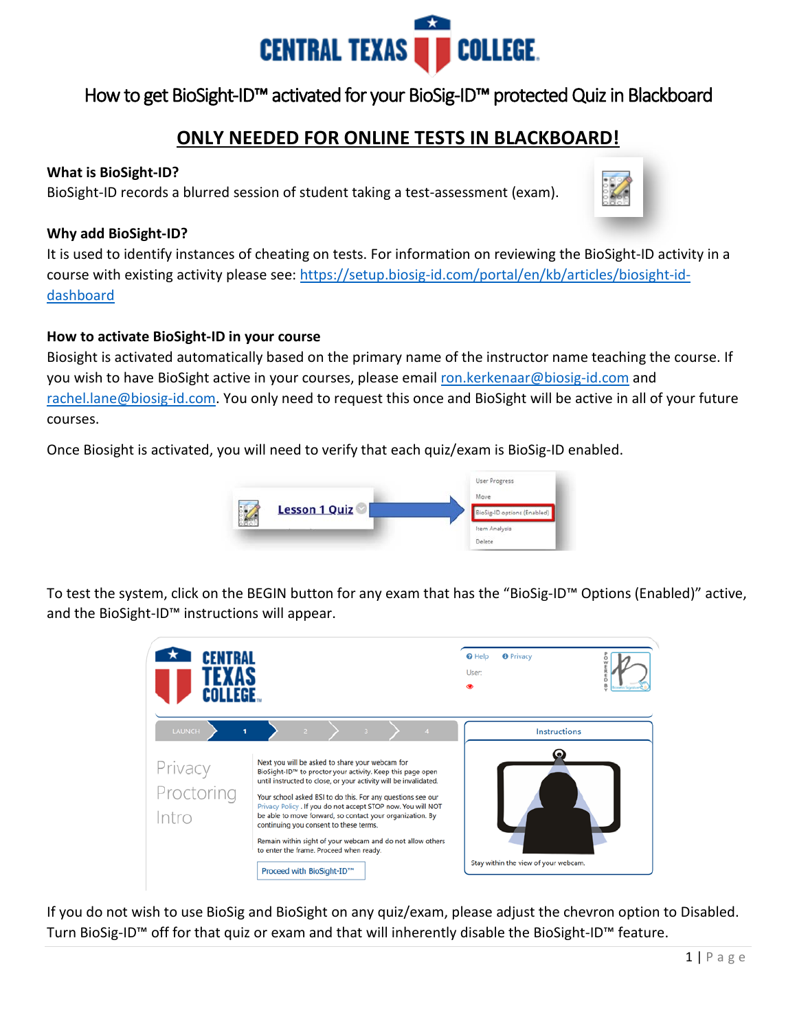# How to get BioSight-ID™ activated for your BioSig-ID™ protected Quiz in Blackboard

## ONLY NEEDED FOR ONLINE TESTS IN BLACKBOARD!

**What is BioSight-ID?**

BioSight-ID records a blurred session of student taking a test-assessment (exam).

**Why add BioSight-ID?**

It is used to identify instances of cheating on tests. For information on reviewing the BioSight-ID activity in a course with existing activity please see: [https://setup.biosig-id.com/portal/en/kb/articles/biosight-id-dashboard](https://setup.biosig-id.com/portal/en/kb/articles/biosight-id-dashboard)

**How to activate BioSight-ID in your course**

Biosight is activated automatically based on the primary name of the instructor name teaching the course. If you wish to have BioSight active in your courses, please email [ron.kerkenaar@biosig-id.com](mailto:ron.kerkenaar@biosig-id.com) and [rachel.lane@biosig-id.com](mailto:rachel.lane@biosig-id.com). You only need to request this once and BioSight will be active in all of your future courses.

Once Biosight is activated, you will need to verify that each quiz/exam is BioSig-ID enabled.

To test the system, click on the BEGIN button for any exam that has the "BioSig-ID™ Options (Enabled)" active, and the BioSight-ID™ instructions will appear.

If you do not wish to use BioSig and BioSight on any quiz/exam, please adjust the chevron option to Disabled. Turn BioSig-ID™ off for that quiz or exam and that will inherently disable the BioSight-ID™ feature.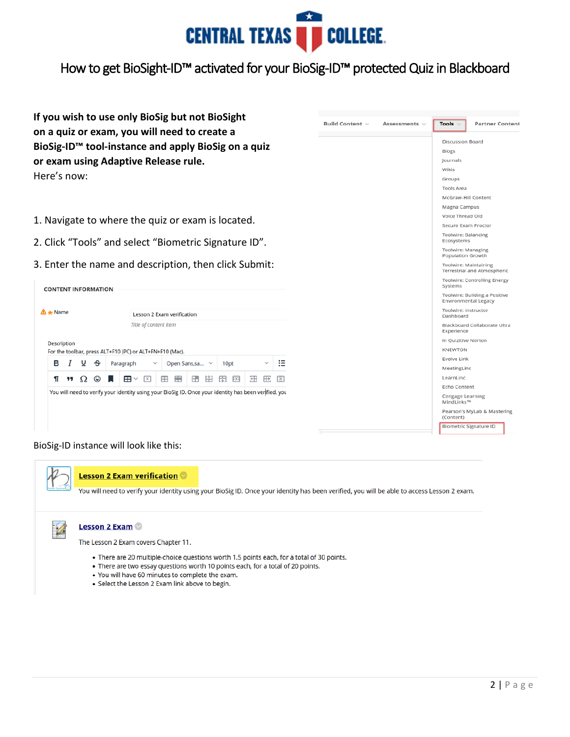# How to get BioSight-ID™ activated for your BioSig-ID™ protected Quiz in Blackboard

**If you wish to use only BioSig but not BioSight on a quiz or exam, you will need to create a BioSig-ID™ tool-instance and apply BioSig on a quiz or exam using Adaptive Release rule.**

Here's now:

1. Navigate to where the quiz or exam is located.
2. Click "Tools" and select "Biometric Signature ID".
3. Enter the name and description, then click Submit:

Build Content | Assessments | Tools | Partner Content

- Discussion Board
- Blogs
- Journals
- Wikis
- Groups
- Tools Area
- McGraw-Hill Content
- Magna Campus
- Voice Thread Old
- Secure Exam Proctor
- Toolwire: Balancing Ecosystems
- Toolwire: Managing Population Growth
- Toolwire: Maintaining Terrestrial and Atmospheric
- Toolwire: Controlling Energy Systems
- Toolwire: Building a Positive Environmental Legacy
- Toolwire: Instructor Dashboard
- Blackboard Collaborate Ultra Experience
- In QuizIIve Norton
- KNEWTON
- Evolve Link
- MeetingLinc
- LearnLinc
- Echo Content
- Cengage Learning MindLinks™
- Pearson's MyLab & Mastering (Content)
- Biometric Signature ID

CONTENT INFORMATION

Name: Lesson 2 Exam verification

*Title of content item*

Description

For the toolbar, press ALT+F10 (PC) or ALT+FN+F10 (Mac).

You will need to verify your identity using your BioSig ID. Once your identity has been verified, you

BioSig-ID instance will look like this:

**Lesson 2 Exam verification**

You will need to verify your identity using your BioSig ID. Once your identity has been verified, you will be able to access Lesson 2 exam.

**Lesson 2 Exam**

The Lesson 2 Exam covers Chapter 11.

- There are 20 multiple-choice questions worth 1.5 points each, for a total of 30 points.
- There are two essay questions worth 10 points each, for a total of 20 points.
- You will have 60 minutes to complete the exam.
- Select the Lesson 2 Exam link above to begin.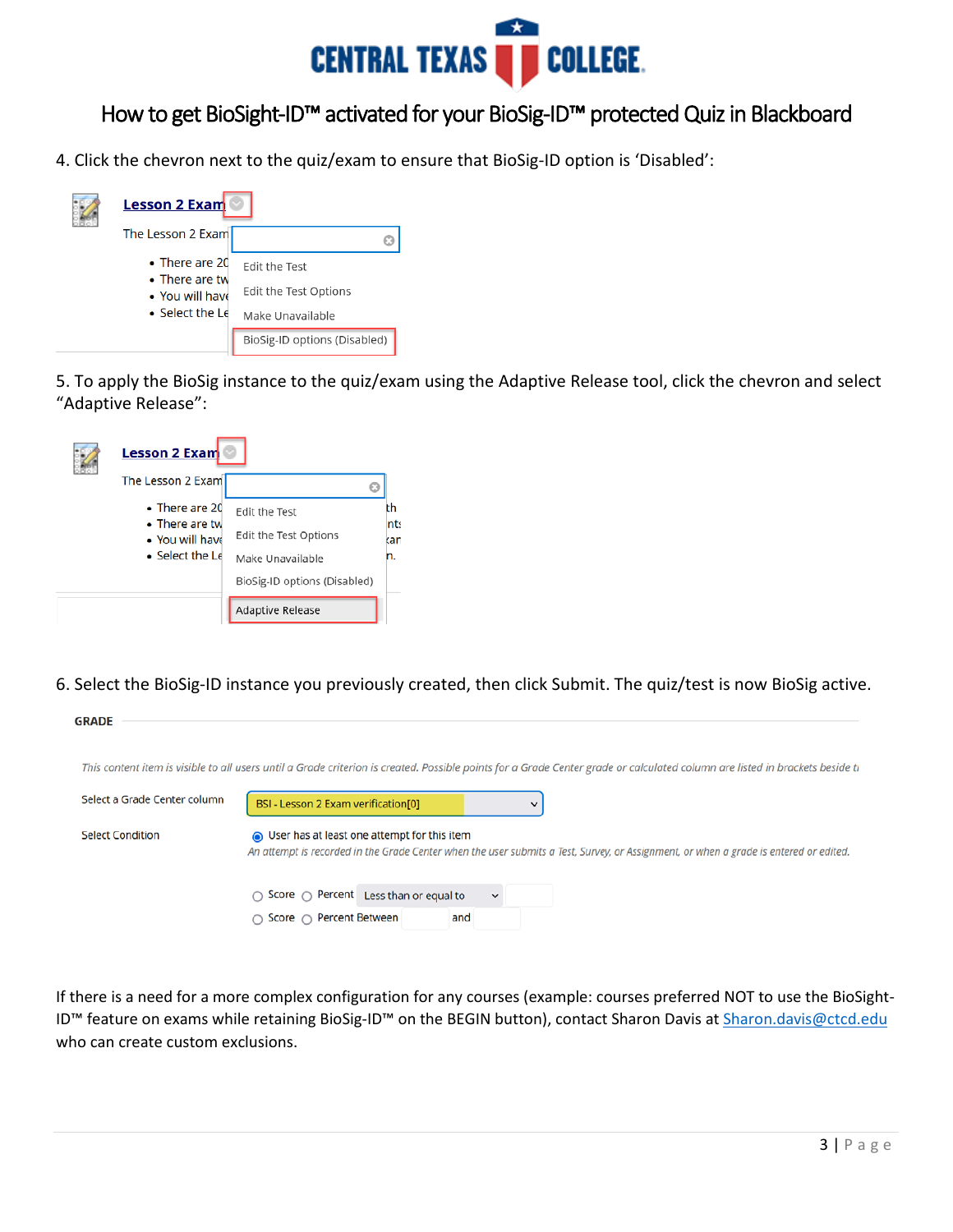# How to get BioSight-ID™ activated for your BioSig-ID™ protected Quiz in Blackboard

4. Click the chevron next to the quiz/exam to ensure that BioSig-ID option is 'Disabled':

5. To apply the BioSig instance to the quiz/exam using the Adaptive Release tool, click the chevron and select "Adaptive Release":

6. Select the BioSig-ID instance you previously created, then click Submit. The quiz/test is now BioSig active.

If there is a need for a more complex configuration for any courses (example: courses preferred NOT to use the BioSight-ID™ feature on exams while retaining BioSig-ID™ on the BEGIN button), contact Sharon Davis at Sharon.davis@ctcd.edu who can create custom exclusions.